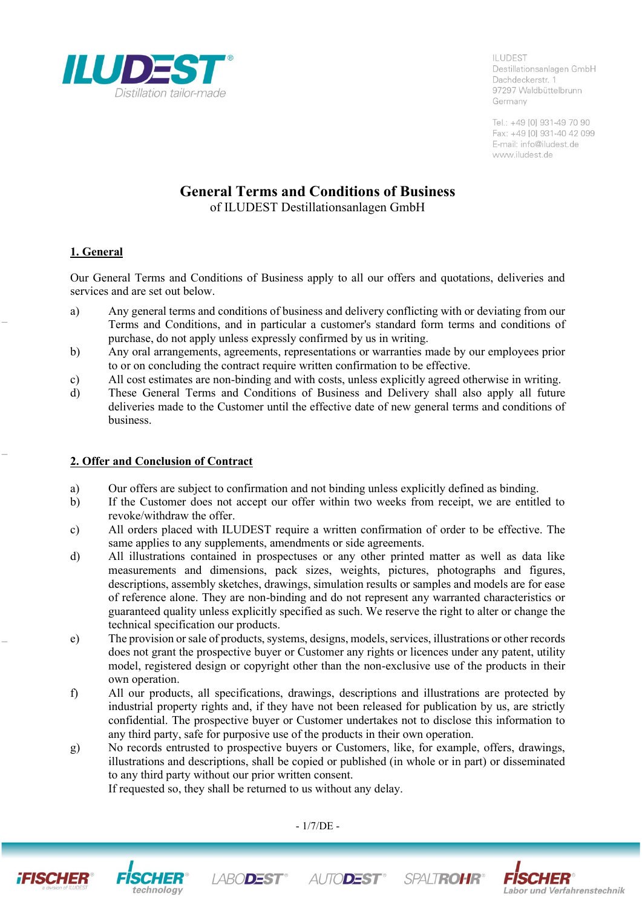ILUDEST
Destillationsanlagen GmbH
Dachdeckerstr. 1
97297 Waldbüttelbrunn
Germany

Tel.: +49 [0] 931-49 70 90
Fax: +49 [0] 931-40 42 099
E-mail: info@iludest.de
www.iludest.de

# General Terms and Conditions of Business

of ILUDEST Destillationsanlagen GmbH

## 1. General

Our General Terms and Conditions of Business apply to all our offers and quotations, deliveries and services and are set out below.

a) Any general terms and conditions of business and delivery conflicting with or deviating from our Terms and Conditions, and in particular a customer's standard form terms and conditions of purchase, do not apply unless expressly confirmed by us in writing.

b) Any oral arrangements, agreements, representations or warranties made by our employees prior to or on concluding the contract require written confirmation to be effective.

c) All cost estimates are non-binding and with costs, unless explicitly agreed otherwise in writing.

d) These General Terms and Conditions of Business and Delivery shall also apply all future deliveries made to the Customer until the effective date of new general terms and conditions of business.

## 2. Offer and Conclusion of Contract

a) Our offers are subject to confirmation and not binding unless explicitly defined as binding.

b) If the Customer does not accept our offer within two weeks from receipt, we are entitled to revoke/withdraw the offer.

c) All orders placed with ILUDEST require a written confirmation of order to be effective. The same applies to any supplements, amendments or side agreements.

d) All illustrations contained in prospectuses or any other printed matter as well as data like measurements and dimensions, pack sizes, weights, pictures, photographs and figures, descriptions, assembly sketches, drawings, simulation results or samples and models are for ease of reference alone. They are non-binding and do not represent any warranted characteristics or guaranteed quality unless explicitly specified as such. We reserve the right to alter or change the technical specification our products.

e) The provision or sale of products, systems, designs, models, services, illustrations or other records does not grant the prospective buyer or Customer any rights or licences under any patent, utility model, registered design or copyright other than the non-exclusive use of the products in their own operation.

f) All our products, all specifications, drawings, descriptions and illustrations are protected by industrial property rights and, if they have not been released for publication by us, are strictly confidential. The prospective buyer or Customer undertakes not to disclose this information to any third party, safe for purposive use of the products in their own operation.

g) No records entrusted to prospective buyers or Customers, like, for example, offers, drawings, illustrations and descriptions, shall be copied or published (in whole or in part) or disseminated to any third party without our prior written consent.
If requested so, they shall be returned to us without any delay.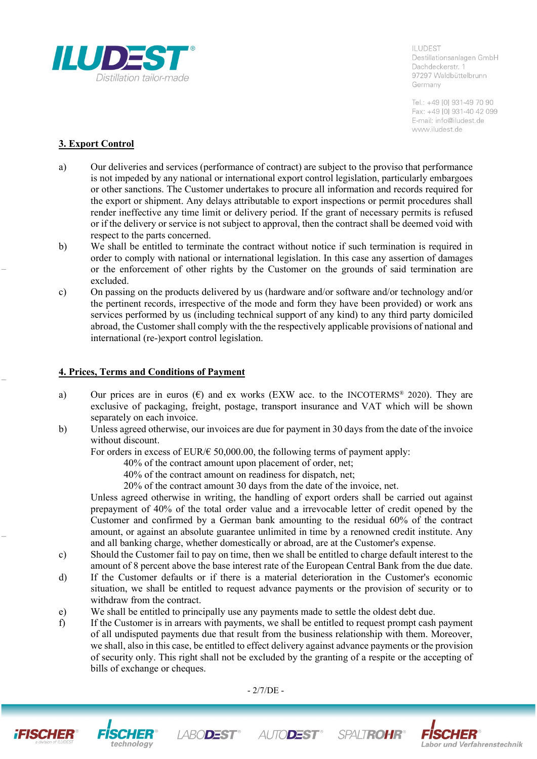## 3. Export Control

a) Our deliveries and services (performance of contract) are subject to the proviso that performance is not impeded by any national or international export control legislation, particularly embargoes or other sanctions. The Customer undertakes to procure all information and records required for the export or shipment. Any delays attributable to export inspections or permit procedures shall render ineffective any time limit or delivery period. If the grant of necessary permits is refused or if the delivery or service is not subject to approval, then the contract shall be deemed void with respect to the parts concerned.

b) We shall be entitled to terminate the contract without notice if such termination is required in order to comply with national or international legislation. In this case any assertion of damages or the enforcement of other rights by the Customer on the grounds of said termination are excluded.

c) On passing on the products delivered by us (hardware and/or software and/or technology and/or the pertinent records, irrespective of the mode and form they have been provided) or work ans services performed by us (including technical support of any kind) to any third party domiciled abroad, the Customer shall comply with the the respectively applicable provisions of national and international (re-)export control legislation.

## 4. Prices, Terms and Conditions of Payment

a) Our prices are in euros (€) and ex works (EXW acc. to the INCOTERMS® 2020). They are exclusive of packaging, freight, postage, transport insurance and VAT which will be shown separately on each invoice.

b) Unless agreed otherwise, our invoices are due for payment in 30 days from the date of the invoice without discount.
For orders in excess of EUR/€ 50,000.00, the following terms of payment apply:
 40% of the contract amount upon placement of order, net;
 40% of the contract amount on readiness for dispatch, net;
 20% of the contract amount 30 days from the date of the invoice, net.
Unless agreed otherwise in writing, the handling of export orders shall be carried out against prepayment of 40% of the total order value and a irrevocable letter of credit opened by the Customer and confirmed by a German bank amounting to the residual 60% of the contract amount, or against an absolute guarantee unlimited in time by a renowned credit institute. Any and all banking charge, whether domestically or abroad, are at the Customer's expense.

c) Should the Customer fail to pay on time, then we shall be entitled to charge default interest to the amount of 8 percent above the base interest rate of the European Central Bank from the due date.

d) If the Customer defaults or if there is a material deterioration in the Customer's economic situation, we shall be entitled to request advance payments or the provision of security or to withdraw from the contract.

e) We shall be entitled to principally use any payments made to settle the oldest debt due.

f) If the Customer is in arrears with payments, we shall be entitled to request prompt cash payment of all undisputed payments due that result from the business relationship with them. Moreover, we shall, also in this case, be entitled to effect delivery against advance payments or the provision of security only. This right shall not be excluded by the granting of a respite or the accepting of bills of exchange or cheques.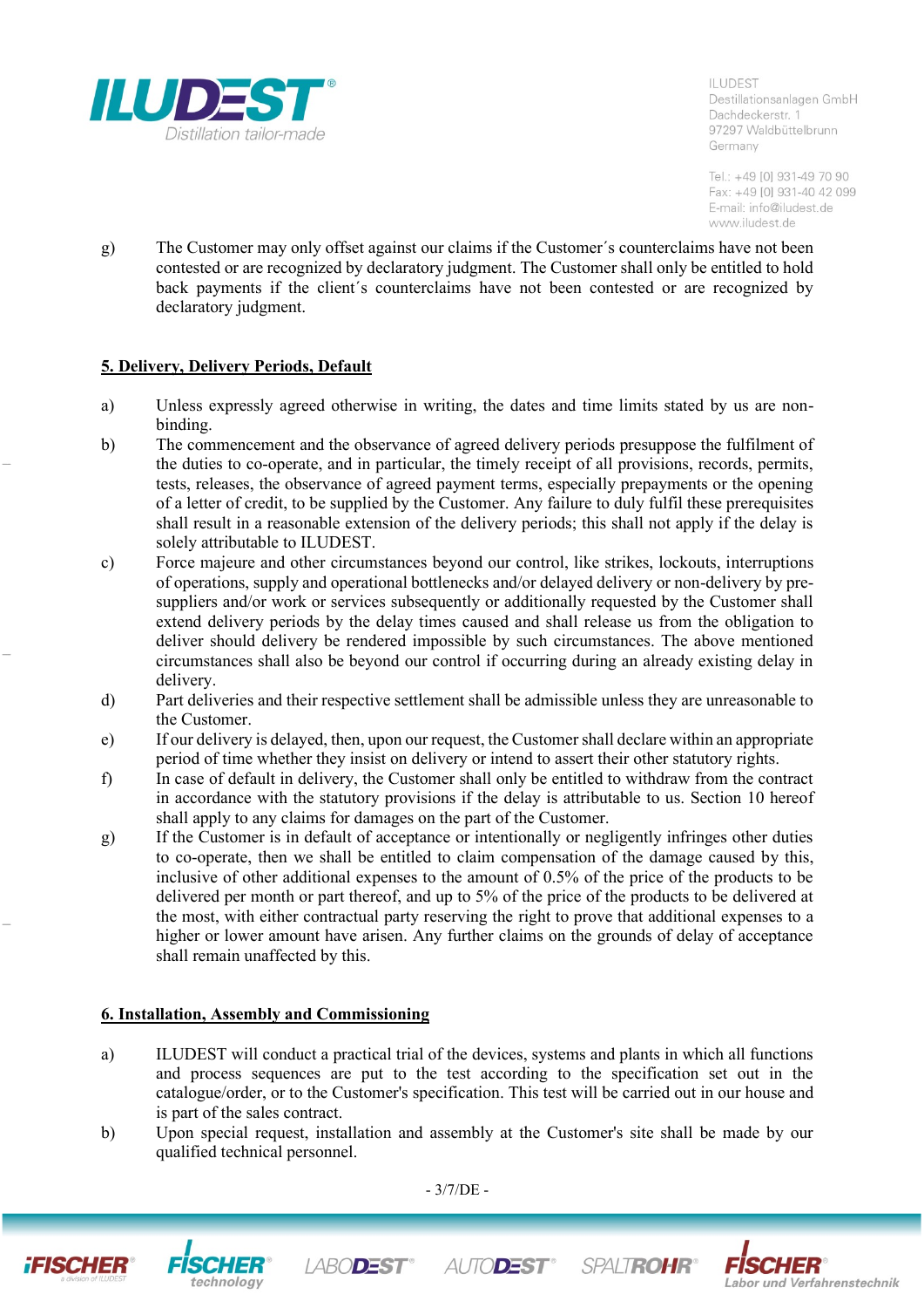g) The Customer may only offset against our claims if the Customer´s counterclaims have not been contested or are recognized by declaratory judgment. The Customer shall only be entitled to hold back payments if the client´s counterclaims have not been contested or are recognized by declaratory judgment.

## 5. Delivery, Delivery Periods, Default

a) Unless expressly agreed otherwise in writing, the dates and time limits stated by us are non-binding.

b) The commencement and the observance of agreed delivery periods presuppose the fulfilment of the duties to co-operate, and in particular, the timely receipt of all provisions, records, permits, tests, releases, the observance of agreed payment terms, especially prepayments or the opening of a letter of credit, to be supplied by the Customer. Any failure to duly fulfil these prerequisites shall result in a reasonable extension of the delivery periods; this shall not apply if the delay is solely attributable to ILUDEST.

c) Force majeure and other circumstances beyond our control, like strikes, lockouts, interruptions of operations, supply and operational bottlenecks and/or delayed delivery or non-delivery by pre-suppliers and/or work or services subsequently or additionally requested by the Customer shall extend delivery periods by the delay times caused and shall release us from the obligation to deliver should delivery be rendered impossible by such circumstances. The above mentioned circumstances shall also be beyond our control if occurring during an already existing delay in delivery.

d) Part deliveries and their respective settlement shall be admissible unless they are unreasonable to the Customer.

e) If our delivery is delayed, then, upon our request, the Customer shall declare within an appropriate period of time whether they insist on delivery or intend to assert their other statutory rights.

f) In case of default in delivery, the Customer shall only be entitled to withdraw from the contract in accordance with the statutory provisions if the delay is attributable to us. Section 10 hereof shall apply to any claims for damages on the part of the Customer.

g) If the Customer is in default of acceptance or intentionally or negligently infringes other duties to co-operate, then we shall be entitled to claim compensation of the damage caused by this, inclusive of other additional expenses to the amount of 0.5% of the price of the products to be delivered per month or part thereof, and up to 5% of the price of the products to be delivered at the most, with either contractual party reserving the right to prove that additional expenses to a higher or lower amount have arisen. Any further claims on the grounds of delay of acceptance shall remain unaffected by this.

## 6. Installation, Assembly and Commissioning

a) ILUDEST will conduct a practical trial of the devices, systems and plants in which all functions and process sequences are put to the test according to the specification set out in the catalogue/order, or to the Customer's specification. This test will be carried out in our house and is part of the sales contract.

b) Upon special request, installation and assembly at the Customer's site shall be made by our qualified technical personnel.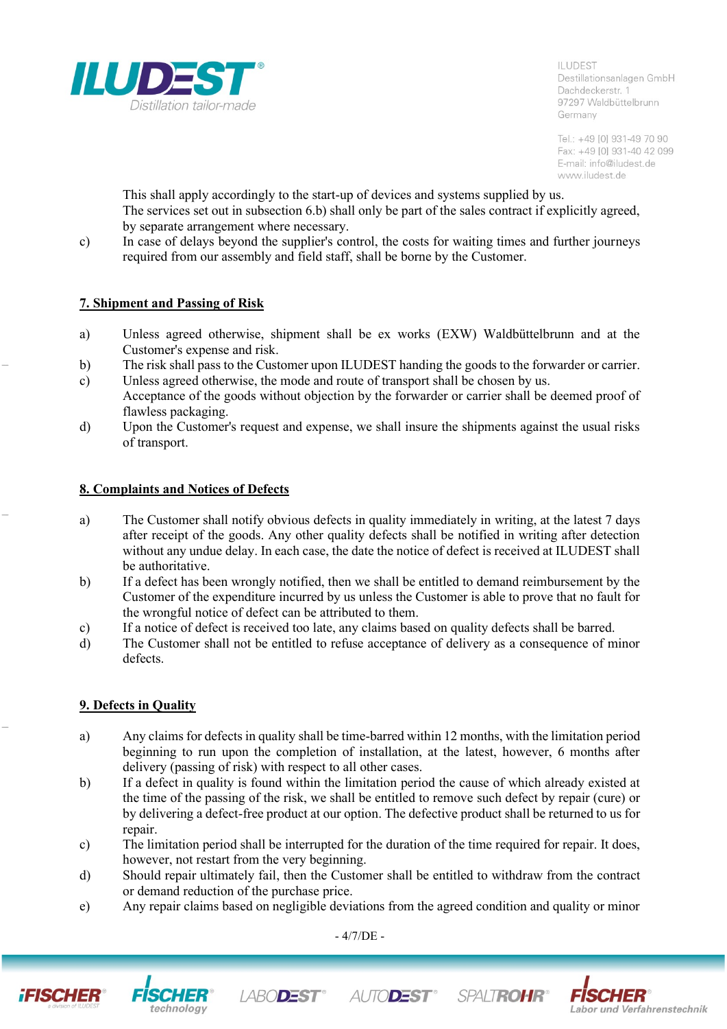This shall apply accordingly to the start-up of devices and systems supplied by us.
The services set out in subsection 6.b) shall only be part of the sales contract if explicitly agreed, by separate arrangement where necessary.

c) In case of delays beyond the supplier's control, the costs for waiting times and further journeys required from our assembly and field staff, shall be borne by the Customer.

## 7. Shipment and Passing of Risk

a) Unless agreed otherwise, shipment shall be ex works (EXW) Waldbüttelbrunn and at the Customer's expense and risk.

b) The risk shall pass to the Customer upon ILUDEST handing the goods to the forwarder or carrier.

c) Unless agreed otherwise, the mode and route of transport shall be chosen by us.
Acceptance of the goods without objection by the forwarder or carrier shall be deemed proof of flawless packaging.

d) Upon the Customer's request and expense, we shall insure the shipments against the usual risks of transport.

## 8. Complaints and Notices of Defects

a) The Customer shall notify obvious defects in quality immediately in writing, at the latest 7 days after receipt of the goods. Any other quality defects shall be notified in writing after detection without any undue delay. In each case, the date the notice of defect is received at ILUDEST shall be authoritative.

b) If a defect has been wrongly notified, then we shall be entitled to demand reimbursement by the Customer of the expenditure incurred by us unless the Customer is able to prove that no fault for the wrongful notice of defect can be attributed to them.

c) If a notice of defect is received too late, any claims based on quality defects shall be barred.

d) The Customer shall not be entitled to refuse acceptance of delivery as a consequence of minor defects.

## 9. Defects in Quality

a) Any claims for defects in quality shall be time-barred within 12 months, with the limitation period beginning to run upon the completion of installation, at the latest, however, 6 months after delivery (passing of risk) with respect to all other cases.

b) If a defect in quality is found within the limitation period the cause of which already existed at the time of the passing of the risk, we shall be entitled to remove such defect by repair (cure) or by delivering a defect-free product at our option. The defective product shall be returned to us for repair.

c) The limitation period shall be interrupted for the duration of the time required for repair. It does, however, not restart from the very beginning.

d) Should repair ultimately fail, then the Customer shall be entitled to withdraw from the contract or demand reduction of the purchase price.

e) Any repair claims based on negligible deviations from the agreed condition and quality or minor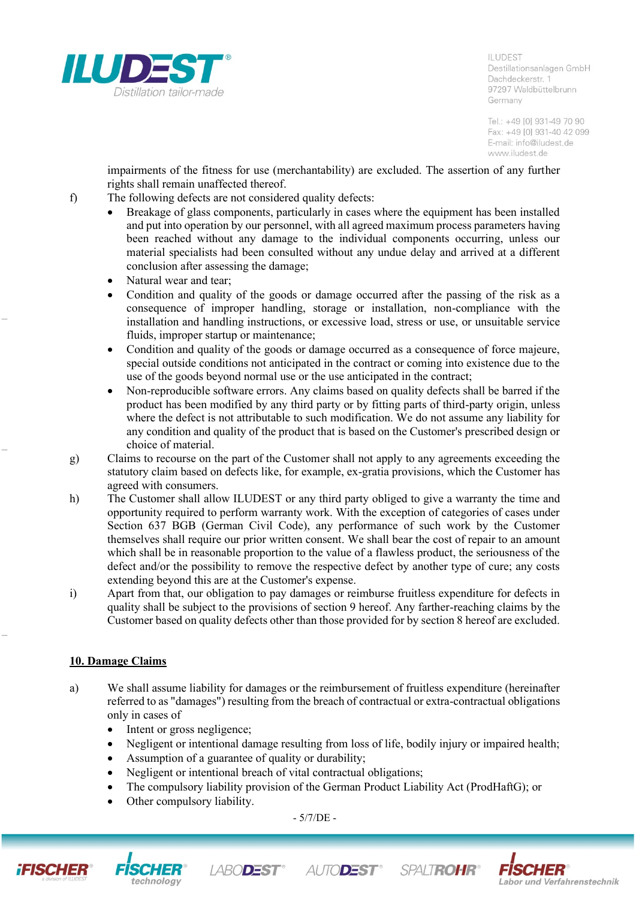impairments of the fitness for use (merchantability) are excluded. The assertion of any further rights shall remain unaffected thereof.

f) The following defects are not considered quality defects:

- Breakage of glass components, particularly in cases where the equipment has been installed and put into operation by our personnel, with all agreed maximum process parameters having been reached without any damage to the individual components occurring, unless our material specialists had been consulted without any undue delay and arrived at a different conclusion after assessing the damage;
- Natural wear and tear;
- Condition and quality of the goods or damage occurred after the passing of the risk as a consequence of improper handling, storage or installation, non-compliance with the installation and handling instructions, or excessive load, stress or use, or unsuitable service fluids, improper startup or maintenance;
- Condition and quality of the goods or damage occurred as a consequence of force majeure, special outside conditions not anticipated in the contract or coming into existence due to the use of the goods beyond normal use or the use anticipated in the contract;
- Non-reproducible software errors. Any claims based on quality defects shall be barred if the product has been modified by any third party or by fitting parts of third-party origin, unless where the defect is not attributable to such modification. We do not assume any liability for any condition and quality of the product that is based on the Customer's prescribed design or choice of material.

g) Claims to recourse on the part of the Customer shall not apply to any agreements exceeding the statutory claim based on defects like, for example, ex-gratia provisions, which the Customer has agreed with consumers.

h) The Customer shall allow ILUDEST or any third party obliged to give a warranty the time and opportunity required to perform warranty work. With the exception of categories of cases under Section 637 BGB (German Civil Code), any performance of such work by the Customer themselves shall require our prior written consent. We shall bear the cost of repair to an amount which shall be in reasonable proportion to the value of a flawless product, the seriousness of the defect and/or the possibility to remove the respective defect by another type of cure; any costs extending beyond this are at the Customer's expense.

i) Apart from that, our obligation to pay damages or reimburse fruitless expenditure for defects in quality shall be subject to the provisions of section 9 hereof. Any farther-reaching claims by the Customer based on quality defects other than those provided for by section 8 hereof are excluded.

## 10. Damage Claims

a) We shall assume liability for damages or the reimbursement of fruitless expenditure (hereinafter referred to as "damages") resulting from the breach of contractual or extra-contractual obligations only in cases of

- Intent or gross negligence;
- Negligent or intentional damage resulting from loss of life, bodily injury or impaired health;
- Assumption of a guarantee of quality or durability;
- Negligent or intentional breach of vital contractual obligations;
- The compulsory liability provision of the German Product Liability Act (ProdHaftG); or
- Other compulsory liability.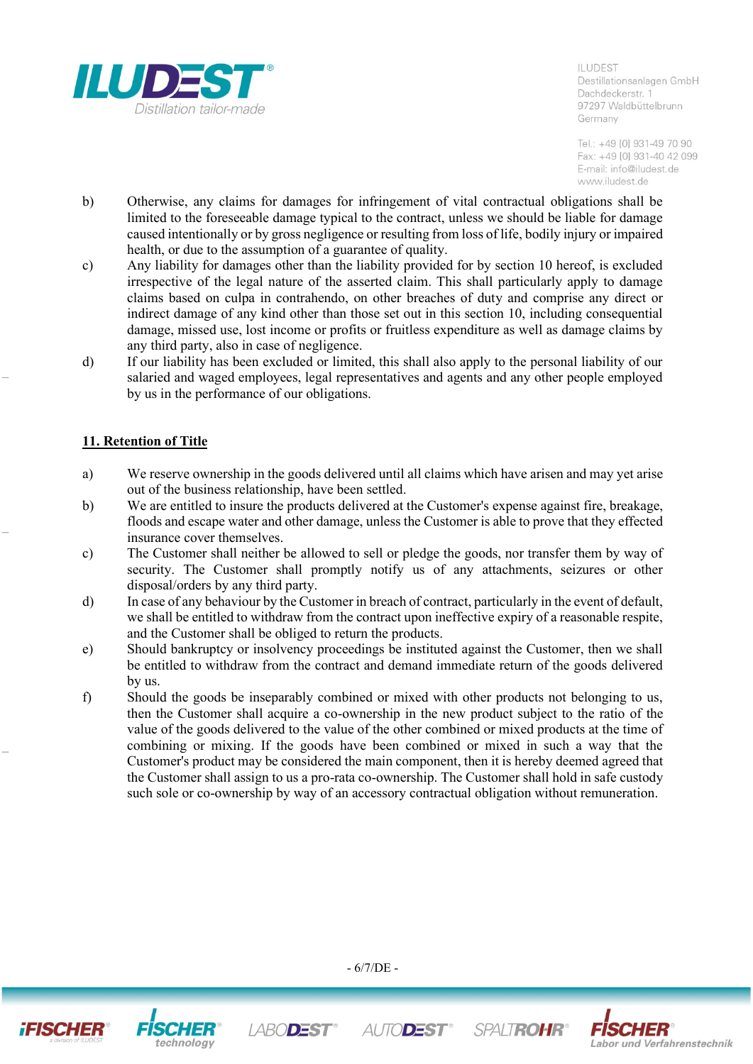b) Otherwise, any claims for damages for infringement of vital contractual obligations shall be limited to the foreseeable damage typical to the contract, unless we should be liable for damage caused intentionally or by gross negligence or resulting from loss of life, bodily injury or impaired health, or due to the assumption of a guarantee of quality.

c) Any liability for damages other than the liability provided for by section 10 hereof, is excluded irrespective of the legal nature of the asserted claim. This shall particularly apply to damage claims based on culpa in contrahendo, on other breaches of duty and comprise any direct or indirect damage of any kind other than those set out in this section 10, including consequential damage, missed use, lost income or profits or fruitless expenditure as well as damage claims by any third party, also in case of negligence.

d) If our liability has been excluded or limited, this shall also apply to the personal liability of our salaried and waged employees, legal representatives and agents and any other people employed by us in the performance of our obligations.

## 11. Retention of Title

a) We reserve ownership in the goods delivered until all claims which have arisen and may yet arise out of the business relationship, have been settled.

b) We are entitled to insure the products delivered at the Customer's expense against fire, breakage, floods and escape water and other damage, unless the Customer is able to prove that they effected insurance cover themselves.

c) The Customer shall neither be allowed to sell or pledge the goods, nor transfer them by way of security. The Customer shall promptly notify us of any attachments, seizures or other disposal/orders by any third party.

d) In case of any behaviour by the Customer in breach of contract, particularly in the event of default, we shall be entitled to withdraw from the contract upon ineffective expiry of a reasonable respite, and the Customer shall be obliged to return the products.

e) Should bankruptcy or insolvency proceedings be instituted against the Customer, then we shall be entitled to withdraw from the contract and demand immediate return of the goods delivered by us.

f) Should the goods be inseparably combined or mixed with other products not belonging to us, then the Customer shall acquire a co-ownership in the new product subject to the ratio of the value of the goods delivered to the value of the other combined or mixed products at the time of combining or mixing. If the goods have been combined or mixed in such a way that the Customer's product may be considered the main component, then it is hereby deemed agreed that the Customer shall assign to us a pro-rata co-ownership. The Customer shall hold in safe custody such sole or co-ownership by way of an accessory contractual obligation without remuneration.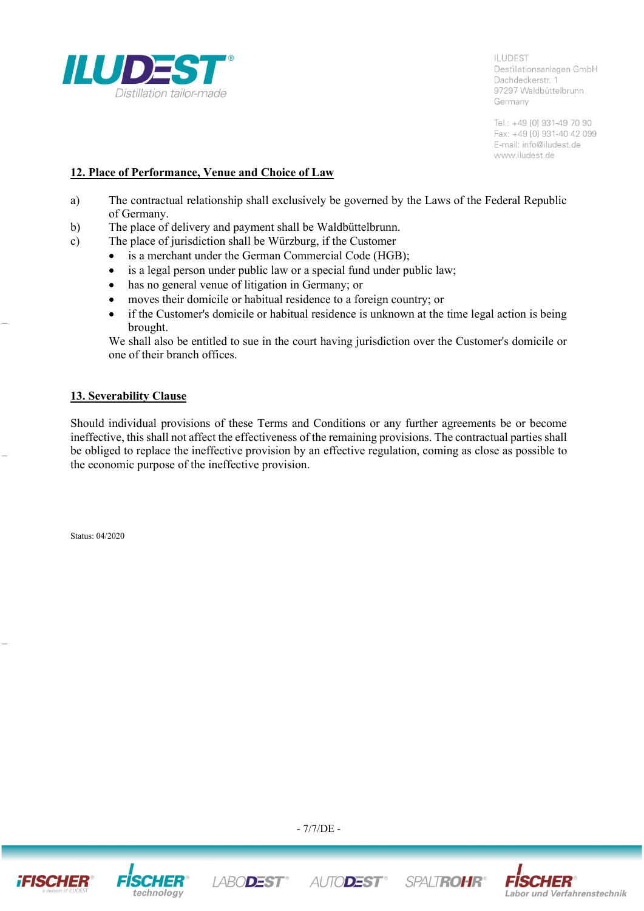## 12. Place of Performance, Venue and Choice of Law

a) The contractual relationship shall exclusively be governed by the Laws of the Federal Republic of Germany.

b) The place of delivery and payment shall be Waldbüttelbrunn.

c) The place of jurisdiction shall be Würzburg, if the Customer

- is a merchant under the German Commercial Code (HGB);
- is a legal person under public law or a special fund under public law;
- has no general venue of litigation in Germany; or
- moves their domicile or habitual residence to a foreign country; or
- if the Customer's domicile or habitual residence is unknown at the time legal action is being brought.

We shall also be entitled to sue in the court having jurisdiction over the Customer's domicile or one of their branch offices.

## 13. Severability Clause

Should individual provisions of these Terms and Conditions or any further agreements be or become ineffective, this shall not affect the effectiveness of the remaining provisions. The contractual parties shall be obliged to replace the ineffective provision by an effective regulation, coming as close as possible to the economic purpose of the ineffective provision.

Status: 04/2020